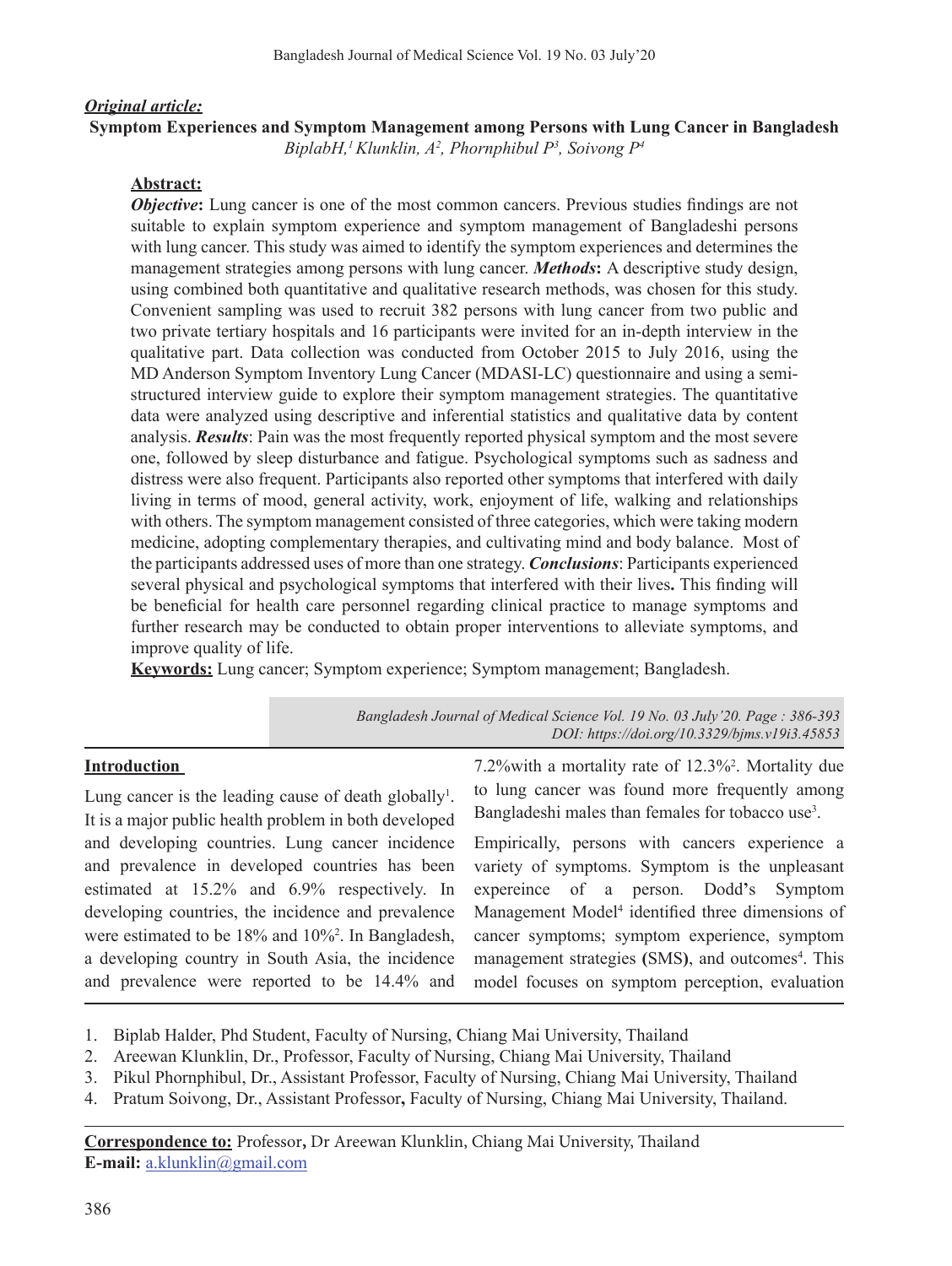***Original article:***

# Symptom Experiences and Symptom Management among Persons with Lung Cancer in Bangladesh

*BiplabH,[1] Klunklin, A[2], Phornphibul P[3], Soivong P[4]*

## Abstract:

***Objective*:** Lung cancer is one of the most common cancers. Previous studies findings are not suitable to explain symptom experience and symptom management of Bangladeshi persons with lung cancer. This study was aimed to identify the symptom experiences and determines the management strategies among persons with lung cancer. ***Methods*:** A descriptive study design, using combined both quantitative and qualitative research methods, was chosen for this study. Convenient sampling was used to recruit 382 persons with lung cancer from two public and two private tertiary hospitals and 16 participants were invited for an in-depth interview in the qualitative part. Data collection was conducted from October 2015 to July 2016, using the MD Anderson Symptom Inventory Lung Cancer (MDASI-LC) questionnaire and using a semi-structured interview guide to explore their symptom management strategies. The quantitative data were analyzed using descriptive and inferential statistics and qualitative data by content analysis. ***Results***: Pain was the most frequently reported physical symptom and the most severe one, followed by sleep disturbance and fatigue. Psychological symptoms such as sadness and distress were also frequent. Participants also reported other symptoms that interfered with daily living in terms of mood, general activity, work, enjoyment of life, walking and relationships with others. The symptom management consisted of three categories, which were taking modern medicine, adopting complementary therapies, and cultivating mind and body balance. Most of the participants addressed uses of more than one strategy. ***Conclusions***: Participants experienced several physical and psychological symptoms that interfered with their lives**.** This finding will be beneficial for health care personnel regarding clinical practice to manage symptoms and further research may be conducted to obtain proper interventions to alleviate symptoms, and improve quality of life.

**Keywords:** Lung cancer; Symptom experience; Symptom management; Bangladesh.

*Bangladesh Journal of Medical Science Vol. 19 No. 03 July'20. Page : 386-393*
*DOI: https://doi.org/10.3329/bjms.v19i3.45853*

## Introduction

Lung cancer is the leading cause of death globally[1]. It is a major public health problem in both developed and developing countries. Lung cancer incidence and prevalence in developed countries has been estimated at 15.2% and 6.9% respectively. In developing countries, the incidence and prevalence were estimated to be 18% and 10%[2]. In Bangladesh, a developing country in South Asia, the incidence and prevalence were reported to be 14.4% and 7.2%with a mortality rate of 12.3%[2]. Mortality due to lung cancer was found more frequently among Bangladeshi males than females for tobacco use[3].

Empirically, persons with cancers experience a variety of symptoms. Symptom is the unpleasant expereince of a person. Dodd's Symptom Management Model[4] identified three dimensions of cancer symptoms; symptom experience, symptom management strategies **(**SMS**)**, and outcomes[4]. This model focuses on symptom perception, evaluation

1. Biplab Halder, Phd Student, Faculty of Nursing, Chiang Mai University, Thailand
2. Areewan Klunklin, Dr., Professor, Faculty of Nursing, Chiang Mai University, Thailand
3. Pikul Phornphibul, Dr., Assistant Professor, Faculty of Nursing, Chiang Mai University, Thailand
4. Pratum Soivong, Dr., Assistant Professor**,** Faculty of Nursing, Chiang Mai University, Thailand.

**Correspondence to:** Professor**,** Dr Areewan Klunklin, Chiang Mai University, Thailand
**E-mail:** a.klunklin@gmail.com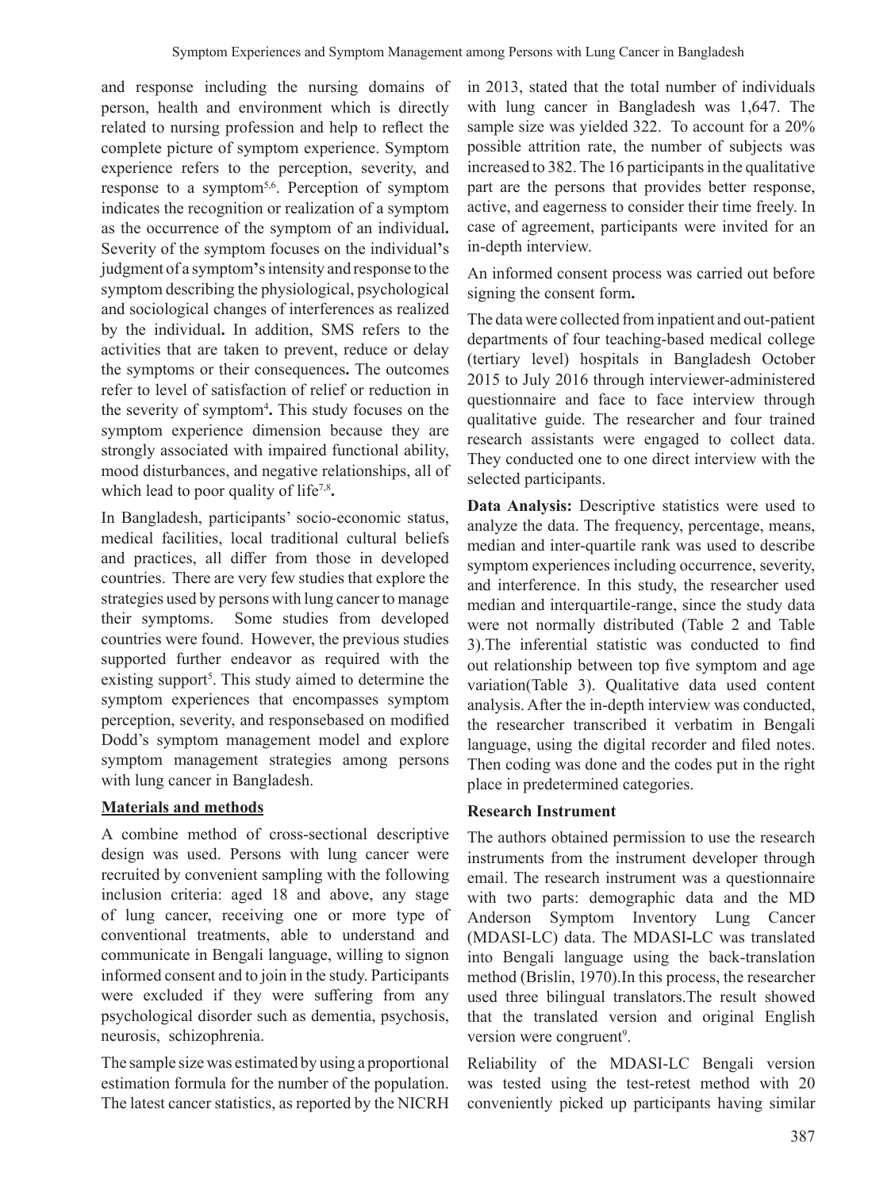and response including the nursing domains of person, health and environment which is directly related to nursing profession and help to reflect the complete picture of symptom experience. Symptom experience refers to the perception, severity, and response to a symptom[5,6]. Perception of symptom indicates the recognition or realization of a symptom as the occurrence of the symptom of an individual**.** Severity of the symptom focuses on the individual**'**s judgment of a symptom**'**s intensity and response to the symptom describing the physiological, psychological and sociological changes of interferences as realized by the individual**.** In addition, SMS refers to the activities that are taken to prevent, reduce or delay the symptoms or their consequences**.** The outcomes refer to level of satisfaction of relief or reduction in the severity of symptom[4]**.** This study focuses on the symptom experience dimension because they are strongly associated with impaired functional ability, mood disturbances, and negative relationships, all of which lead to poor quality of life[7,8]**.**

In Bangladesh, participants' socio-economic status, medical facilities, local traditional cultural beliefs and practices, all differ from those in developed countries. There are very few studies that explore the strategies used by persons with lung cancer to manage their symptoms. Some studies from developed countries were found. However, the previous studies supported further endeavor as required with the existing support[5]. This study aimed to determine the symptom experiences that encompasses symptom perception, severity, and responsebased on modified Dodd's symptom management model and explore symptom management strategies among persons with lung cancer in Bangladesh.

## Materials and methods

A combine method of cross-sectional descriptive design was used. Persons with lung cancer were recruited by convenient sampling with the following inclusion criteria: aged 18 and above, any stage of lung cancer, receiving one or more type of conventional treatments, able to understand and communicate in Bengali language, willing to signon informed consent and to join in the study. Participants were excluded if they were suffering from any psychological disorder such as dementia, psychosis, neurosis, schizophrenia.

The sample size was estimated by using a proportional estimation formula for the number of the population. The latest cancer statistics, as reported by the NICRH in 2013, stated that the total number of individuals with lung cancer in Bangladesh was 1,647. The sample size was yielded 322. To account for a 20% possible attrition rate, the number of subjects was increased to 382. The 16 participants in the qualitative part are the persons that provides better response, active, and eagerness to consider their time freely. In case of agreement, participants were invited for an in-depth interview.

An informed consent process was carried out before signing the consent form**.**

The data were collected from inpatient and out-patient departments of four teaching-based medical college (tertiary level) hospitals in Bangladesh October 2015 to July 2016 through interviewer-administered questionnaire and face to face interview through qualitative guide. The researcher and four trained research assistants were engaged to collect data. They conducted one to one direct interview with the selected participants.

**Data Analysis:** Descriptive statistics were used to analyze the data. The frequency, percentage, means, median and inter-quartile rank was used to describe symptom experiences including occurrence, severity, and interference. In this study, the researcher used median and interquartile-range, since the study data were not normally distributed (Table 2 and Table 3).The inferential statistic was conducted to find out relationship between top five symptom and age variation(Table 3). Qualitative data used content analysis. After the in-depth interview was conducted, the researcher transcribed it verbatim in Bengali language, using the digital recorder and filed notes. Then coding was done and the codes put in the right place in predetermined categories.

### Research Instrument

The authors obtained permission to use the research instruments from the instrument developer through email. The research instrument was a questionnaire with two parts: demographic data and the MD Anderson Symptom Inventory Lung Cancer (MDASI-LC) data. The MDASI**-**LC was translated into Bengali language using the back-translation method (Brislin, 1970).In this process, the researcher used three bilingual translators.The result showed that the translated version and original English version were congruent[9].

Reliability of the MDASI-LC Bengali version was tested using the test-retest method with 20 conveniently picked up participants having similar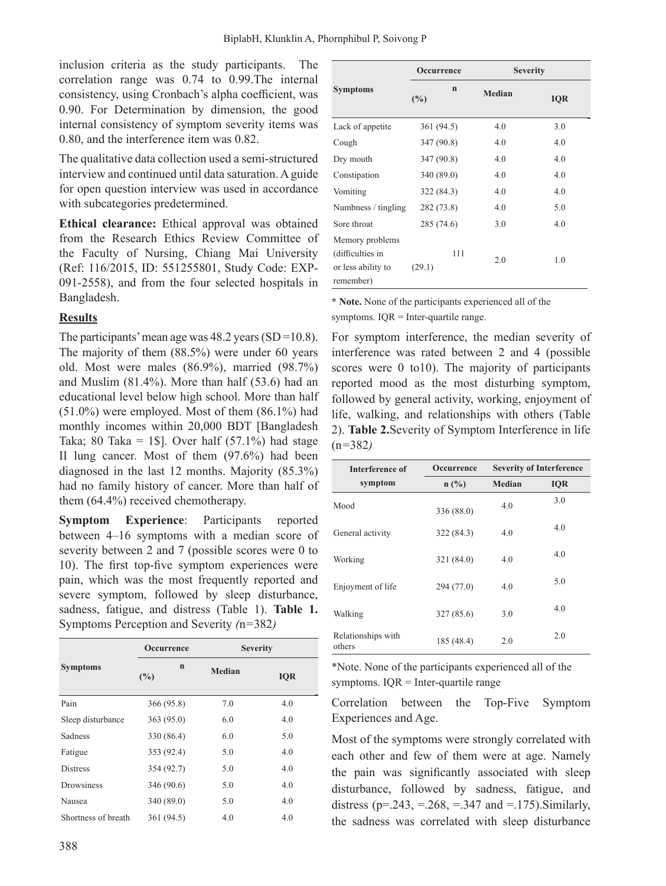inclusion criteria as the study participants. The correlation range was 0.74 to 0.99.The internal consistency, using Cronbach's alpha coefficient, was 0.90. For Determination by dimension, the good internal consistency of symptom severity items was 0.80, and the interference item was 0.82.

The qualitative data collection used a semi-structured interview and continued until data saturation. A guide for open question interview was used in accordance with subcategories predetermined.

**Ethical clearance:** Ethical approval was obtained from the Research Ethics Review Committee of the Faculty of Nursing, Chiang Mai University (Ref: 116/2015, ID: 551255801, Study Code: EXP-091-2558), and from the four selected hospitals in Bangladesh.

## Results

The participants' mean age was 48.2 years (SD =10.8). The majority of them (88.5%) were under 60 years old. Most were males (86.9%), married (98.7%) and Muslim (81.4%). More than half (53.6) had an educational level below high school. More than half (51.0%) were employed. Most of them (86.1%) had monthly incomes within 20,000 BDT [Bangladesh Taka; 80 Taka = 1$]. Over half (57.1%) had stage II lung cancer. Most of them (97.6%) had been diagnosed in the last 12 months. Majority (85.3%) had no family history of cancer. More than half of them (64.4%) received chemotherapy.

**Symptom Experience**: Participants reported between 4–16 symptoms with a median score of severity between 2 and 7 (possible scores were 0 to 10). The first top-five symptom experiences were pain, which was the most frequently reported and severe symptom, followed by sleep disturbance, sadness, fatigue, and distress (Table 1). **Table 1.** Symptoms Perception and Severity *(*n=382*)*

| Symptoms | Occurrence | Severity | |
|---|---|---|---|
| | n (%) | Median | IQR |
| Pain | 366 (95.8) | 7.0 | 4.0 |
| Sleep disturbance | 363 (95.0) | 6.0 | 4.0 |
| Sadness | 330 (86.4) | 6.0 | 5.0 |
| Fatigue | 353 (92.4) | 5.0 | 4.0 |
| Distress | 354 (92.7) | 5.0 | 4.0 |
| Drowsiness | 346 (90.6) | 5.0 | 4.0 |
| Nausea | 340 (89.0) | 5.0 | 4.0 |
| Shortness of breath | 361 (94.5) | 4.0 | 4.0 |
| Lack of appetite | 361 (94.5) | 4.0 | 3.0 |
| Cough | 347 (90.8) | 4.0 | 4.0 |
| Dry mouth | 347 (90.8) | 4.0 | 4.0 |
| Constipation | 340 (89.0) | 4.0 | 4.0 |
| Vomiting | 322 (84.3) | 4.0 | 4.0 |
| Numbness / tingling | 282 (73.8) | 4.0 | 5.0 |
| Sore throat | 285 (74.6) | 3.0 | 4.0 |
| Memory problems (difficulties in or less ability to remember) | 111 (29.1) | 2.0 | 1.0 |

**\* Note.** None of the participants experienced all of the symptoms. IQR = Inter-quartile range.

For symptom interference, the median severity of interference was rated between 2 and 4 (possible scores were 0 to10). The majority of participants reported mood as the most disturbing symptom, followed by general activity, working, enjoyment of life, walking, and relationships with others (Table 2). **Table 2.**Severity of Symptom Interference in life (n=382*)*

| Interference of symptom | Occurrence | Severity of Interference | |
|---|---|---|---|
| | n (%) | Median | IQR |
| Mood | 336 (88.0) | 4.0 | 3.0 |
| General activity | 322 (84.3) | 4.0 | 4.0 |
| Working | 321 (84.0) | 4.0 | 4.0 |
| Enjoyment of life | 294 (77.0) | 4.0 | 5.0 |
| Walking | 327 (85.6) | 3.0 | 4.0 |
| Relationships with others | 185 (48.4) | 2.0 | 2.0 |

*Note. None of the participants experienced all of the symptoms. IQR = Inter-quartile range

Correlation between the Top-Five Symptom Experiences and Age.

Most of the symptoms were strongly correlated with each other and few of them were at age. Namely the pain was significantly associated with sleep disturbance, followed by sadness, fatigue, and distress (p=.243, =.268, =.347 and =.175).Similarly, the sadness was correlated with sleep disturbance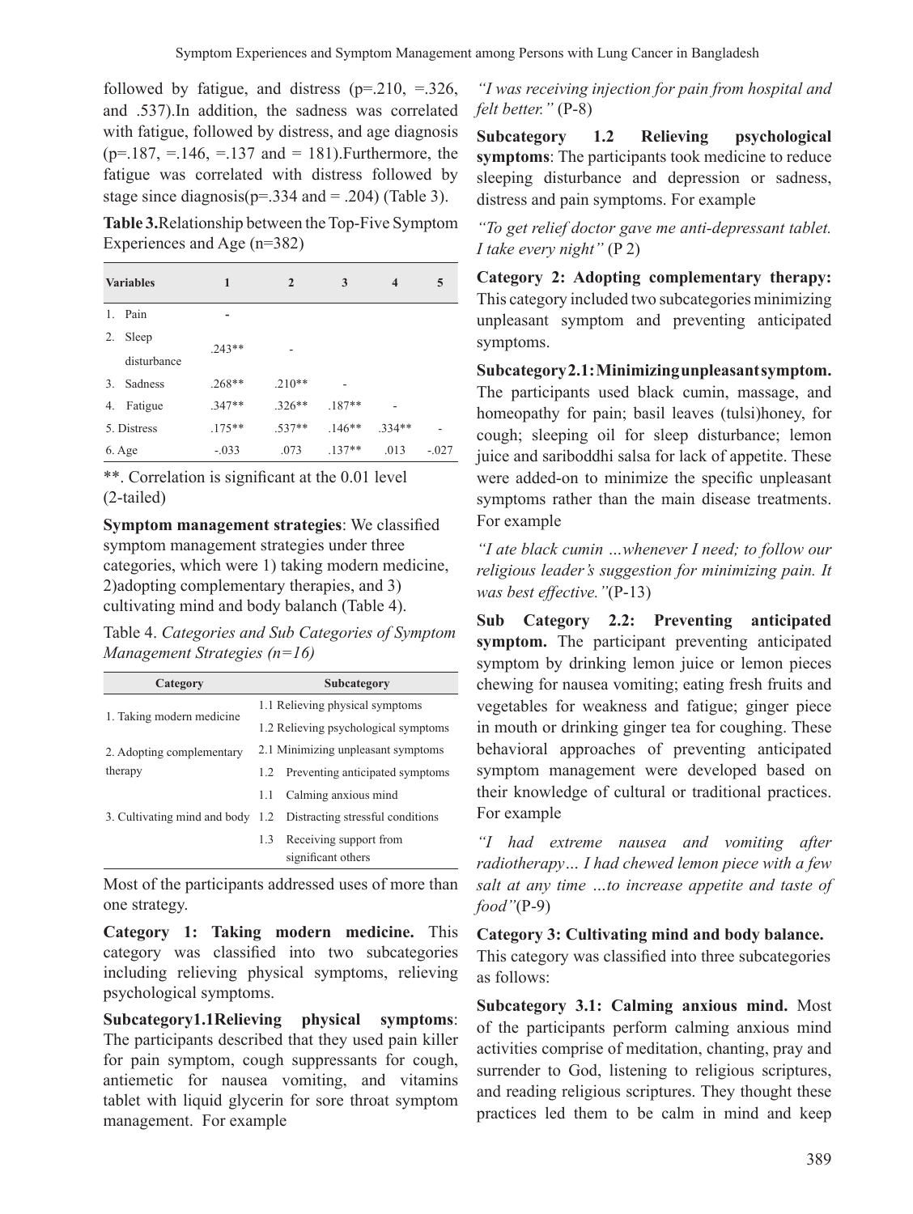followed by fatigue, and distress (p=.210, =.326, and .537).In addition, the sadness was correlated with fatigue, followed by distress, and age diagnosis (p=.187, =.146, =.137 and = 181).Furthermore, the fatigue was correlated with distress followed by stage since diagnosis(p=.334 and = .204) (Table 3).

**Table 3.**Relationship between the Top-Five Symptom Experiences and Age (n=382)

| Variables | 1 | 2 | 3 | 4 | 5 |
|---|---|---|---|---|---|
| 1. Pain | - | | | | |
| 2. Sleep disturbance | .243** | - | | | |
| 3. Sadness | .268** | .210** | - | | |
| 4. Fatigue | .347** | .326** | .187** | - | |
| 5. Distress | .175** | .537** | .146** | .334** | - |
| 6. Age | -.033 | .073 | .137** | .013 | -.027 |

**. Correlation is significant at the 0.01 level (2-tailed)

**Symptom management strategies**: We classified symptom management strategies under three categories, which were 1) taking modern medicine, 2)adopting complementary therapies, and 3) cultivating mind and body balanch (Table 4).

Table 4. *Categories and Sub Categories of Symptom Management Strategies (n=16)*

| Category | Subcategory |
|---|---|
| 1. Taking modern medicine | 1.1 Relieving physical symptoms |
| | 1.2 Relieving psychological symptoms |
| 2. Adopting complementary therapy | 2.1 Minimizing unpleasant symptoms |
| | 1.2 Preventing anticipated symptoms |
| 3. Cultivating mind and body | 1.1 Calming anxious mind |
| | 1.2 Distracting stressful conditions |
| | 1.3 Receiving support from significant others |

Most of the participants addressed uses of more than one strategy.

**Category 1: Taking modern medicine.** This category was classified into two subcategories including relieving physical symptoms, relieving psychological symptoms.

**Subcategory1.1Relieving physical symptoms**: The participants described that they used pain killer for pain symptom, cough suppressants for cough, antiemetic for nausea vomiting, and vitamins tablet with liquid glycerin for sore throat symptom management. For example

*"I was receiving injection for pain from hospital and felt better."* (P-8)

**Subcategory 1.2 Relieving psychological symptoms**: The participants took medicine to reduce sleeping disturbance and depression or sadness, distress and pain symptoms. For example

*"To get relief doctor gave me anti-depressant tablet. I take every night"* (P 2)

**Category 2: Adopting complementary therapy:** This category included two subcategories minimizing unpleasant symptom and preventing anticipated symptoms.

**Subcategory2.1:Minimizingunpleasantsymptom.** The participants used black cumin, massage, and homeopathy for pain; basil leaves (tulsi)honey, for cough; sleeping oil for sleep disturbance; lemon juice and sariboddhi salsa for lack of appetite. These were added-on to minimize the specific unpleasant symptoms rather than the main disease treatments. For example

*"I ate black cumin …whenever I need; to follow our religious leader's suggestion for minimizing pain. It was best effective."*(P-13)

**Sub Category 2.2: Preventing anticipated symptom.** The participant preventing anticipated symptom by drinking lemon juice or lemon pieces chewing for nausea vomiting; eating fresh fruits and vegetables for weakness and fatigue; ginger piece in mouth or drinking ginger tea for coughing. These behavioral approaches of preventing anticipated symptom management were developed based on their knowledge of cultural or traditional practices. For example

*"I had extreme nausea and vomiting after radiotherapy… I had chewed lemon piece with a few salt at any time …to increase appetite and taste of food"*(P-9)

**Category 3: Cultivating mind and body balance.** This category was classified into three subcategories as follows:

**Subcategory 3.1: Calming anxious mind.** Most of the participants perform calming anxious mind activities comprise of meditation, chanting, pray and surrender to God, listening to religious scriptures, and reading religious scriptures. They thought these practices led them to be calm in mind and keep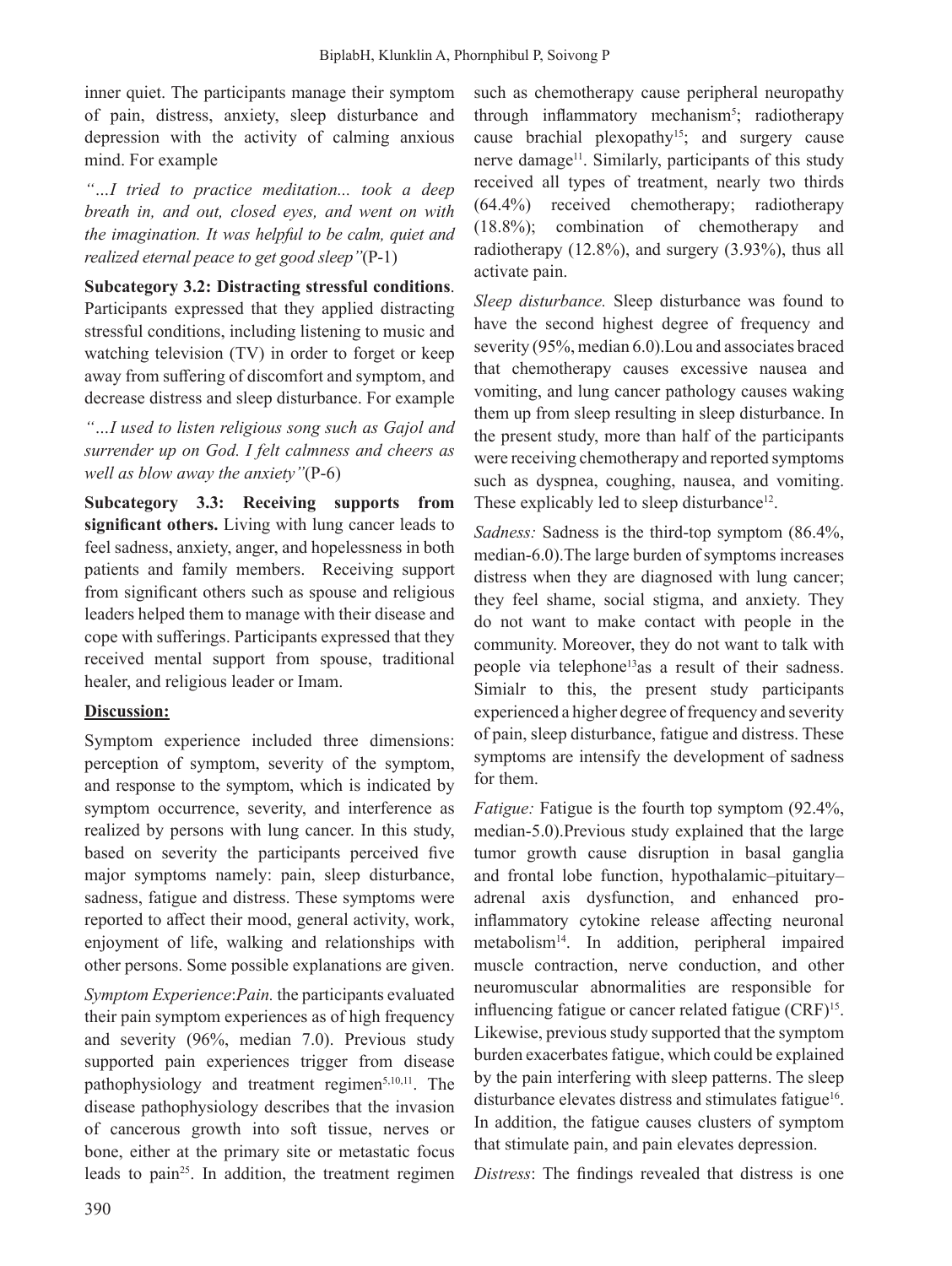inner quiet. The participants manage their symptom of pain, distress, anxiety, sleep disturbance and depression with the activity of calming anxious mind. For example

*"…I tried to practice meditation... took a deep breath in, and out, closed eyes, and went on with the imagination. It was helpful to be calm, quiet and realized eternal peace to get good sleep"*(P-1)

**Subcategory 3.2: Distracting stressful conditions**. Participants expressed that they applied distracting stressful conditions, including listening to music and watching television (TV) in order to forget or keep away from suffering of discomfort and symptom, and decrease distress and sleep disturbance. For example

*"…I used to listen religious song such as Gajol and surrender up on God. I felt calmness and cheers as well as blow away the anxiety"*(P-6)

**Subcategory 3.3: Receiving supports from significant others.** Living with lung cancer leads to feel sadness, anxiety, anger, and hopelessness in both patients and family members. Receiving support from significant others such as spouse and religious leaders helped them to manage with their disease and cope with sufferings. Participants expressed that they received mental support from spouse, traditional healer, and religious leader or Imam.

## Discussion:

Symptom experience included three dimensions: perception of symptom, severity of the symptom, and response to the symptom, which is indicated by symptom occurrence, severity, and interference as realized by persons with lung cancer. In this study, based on severity the participants perceived five major symptoms namely: pain, sleep disturbance, sadness, fatigue and distress. These symptoms were reported to affect their mood, general activity, work, enjoyment of life, walking and relationships with other persons. Some possible explanations are given.

*Symptom Experience*:*Pain.* the participants evaluated their pain symptom experiences as of high frequency and severity (96%, median 7.0). Previous study supported pain experiences trigger from disease pathophysiology and treatment regimen[5,10,11]. The disease pathophysiology describes that the invasion of cancerous growth into soft tissue, nerves or bone, either at the primary site or metastatic focus leads to pain[25]. In addition, the treatment regimen such as chemotherapy cause peripheral neuropathy through inflammatory mechanism[5]; radiotherapy cause brachial plexopathy[15]; and surgery cause nerve damage[11]. Similarly, participants of this study received all types of treatment, nearly two thirds (64.4%) received chemotherapy; radiotherapy (18.8%); combination of chemotherapy and radiotherapy (12.8%), and surgery (3.93%), thus all activate pain.

*Sleep disturbance.* Sleep disturbance was found to have the second highest degree of frequency and severity (95%, median 6.0).Lou and associates braced that chemotherapy causes excessive nausea and vomiting, and lung cancer pathology causes waking them up from sleep resulting in sleep disturbance. In the present study, more than half of the participants were receiving chemotherapy and reported symptoms such as dyspnea, coughing, nausea, and vomiting. These explicably led to sleep disturbance[12].

*Sadness:* Sadness is the third-top symptom (86.4%, median-6.0).The large burden of symptoms increases distress when they are diagnosed with lung cancer; they feel shame, social stigma, and anxiety. They do not want to make contact with people in the community. Moreover, they do not want to talk with people via telephone[13]as a result of their sadness. Simialr to this, the present study participants experienced a higher degree of frequency and severity of pain, sleep disturbance, fatigue and distress. These symptoms are intensify the development of sadness for them.

*Fatigue:* Fatigue is the fourth top symptom (92.4%, median-5.0).Previous study explained that the large tumor growth cause disruption in basal ganglia and frontal lobe function, hypothalamic–pituitary–adrenal axis dysfunction, and enhanced pro-inflammatory cytokine release affecting neuronal metabolism[14]. In addition, peripheral impaired muscle contraction, nerve conduction, and other neuromuscular abnormalities are responsible for influencing fatigue or cancer related fatigue (CRF)[15]. Likewise, previous study supported that the symptom burden exacerbates fatigue, which could be explained by the pain interfering with sleep patterns. The sleep disturbance elevates distress and stimulates fatigue[16]. In addition, the fatigue causes clusters of symptom that stimulate pain, and pain elevates depression.

*Distress*: The findings revealed that distress is one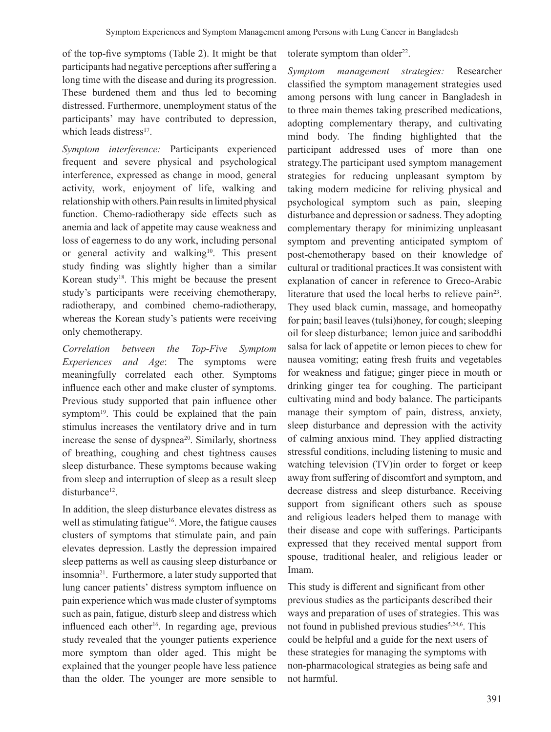of the top-five symptoms (Table 2). It might be that participants had negative perceptions after suffering a long time with the disease and during its progression. These burdened them and thus led to becoming distressed. Furthermore, unemployment status of the participants' may have contributed to depression, which leads distress[17].

*Symptom interference:* Participants experienced frequent and severe physical and psychological interference, expressed as change in mood, general activity, work, enjoyment of life, walking and relationship with others. Pain results in limited physical function. Chemo-radiotherapy side effects such as anemia and lack of appetite may cause weakness and loss of eagerness to do any work, including personal or general activity and walking[10]. This present study finding was slightly higher than a similar Korean study[18]. This might be because the present study's participants were receiving chemotherapy, radiotherapy, and combined chemo-radiotherapy, whereas the Korean study's patients were receiving only chemotherapy.

*Correlation between the Top-Five Symptom Experiences and Age*: The symptoms were meaningfully correlated each other. Symptoms influence each other and make cluster of symptoms. Previous study supported that pain influence other symptom[19]. This could be explained that the pain stimulus increases the ventilatory drive and in turn increase the sense of dyspnea[20]. Similarly, shortness of breathing, coughing and chest tightness causes sleep disturbance. These symptoms because waking from sleep and interruption of sleep as a result sleep disturbance[12].

In addition, the sleep disturbance elevates distress as well as stimulating fatigue[16]. More, the fatigue causes clusters of symptoms that stimulate pain, and pain elevates depression. Lastly the depression impaired sleep patterns as well as causing sleep disturbance or insomnia[21]. Furthermore, a later study supported that lung cancer patients' distress symptom influence on pain experience which was made cluster of symptoms such as pain, fatigue, disturb sleep and distress which influenced each other[16]. In regarding age, previous study revealed that the younger patients experience more symptom than older aged. This might be explained that the younger people have less patience than the older. The younger are more sensible to tolerate symptom than older[22].

*Symptom management strategies:* Researcher classified the symptom management strategies used among persons with lung cancer in Bangladesh in to three main themes taking prescribed medications, adopting complementary therapy, and cultivating mind body. The finding highlighted that the participant addressed uses of more than one strategy.The participant used symptom management strategies for reducing unpleasant symptom by taking modern medicine for reliving physical and psychological symptom such as pain, sleeping disturbance and depression or sadness. They adopting complementary therapy for minimizing unpleasant symptom and preventing anticipated symptom of post-chemotherapy based on their knowledge of cultural or traditional practices.It was consistent with explanation of cancer in reference to Greco-Arabic literature that used the local herbs to relieve pain[23]. They used black cumin, massage, and homeopathy for pain; basil leaves (tulsi)honey, for cough; sleeping oil for sleep disturbance; lemon juice and sariboddhi salsa for lack of appetite or lemon pieces to chew for nausea vomiting; eating fresh fruits and vegetables for weakness and fatigue; ginger piece in mouth or drinking ginger tea for coughing. The participant cultivating mind and body balance. The participants manage their symptom of pain, distress, anxiety, sleep disturbance and depression with the activity of calming anxious mind. They applied distracting stressful conditions, including listening to music and watching television (TV)in order to forget or keep away from suffering of discomfort and symptom, and decrease distress and sleep disturbance. Receiving support from significant others such as spouse and religious leaders helped them to manage with their disease and cope with sufferings. Participants expressed that they received mental support from spouse, traditional healer, and religious leader or Imam.

This study is different and significant from other previous studies as the participants described their ways and preparation of uses of strategies. This was not found in published previous studies[5,24,6]. This could be helpful and a guide for the next users of these strategies for managing the symptoms with non-pharmacological strategies as being safe and not harmful.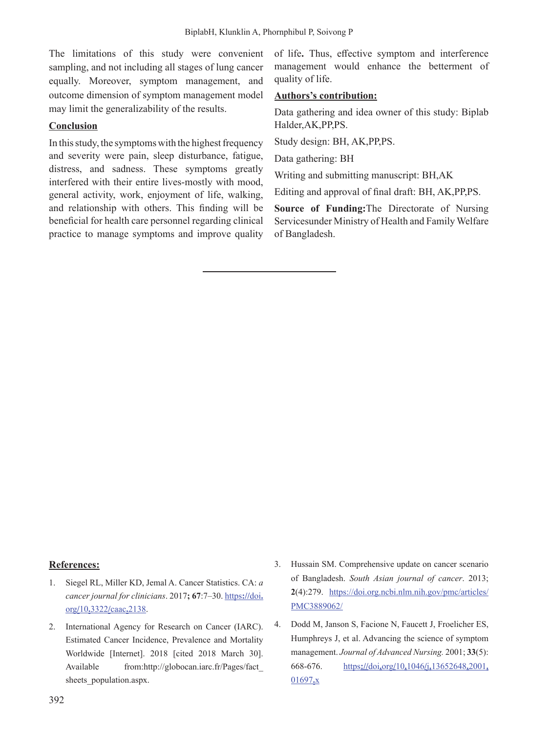The limitations of this study were convenient sampling, and not including all stages of lung cancer equally. Moreover, symptom management, and outcome dimension of symptom management model may limit the generalizability of the results.

## Conclusion

In this study, the symptoms with the highest frequency and severity were pain, sleep disturbance, fatigue, distress, and sadness. These symptoms greatly interfered with their entire lives-mostly with mood, general activity, work, enjoyment of life, walking, and relationship with others. This finding will be beneficial for health care personnel regarding clinical practice to manage symptoms and improve quality of life**.** Thus, effective symptom and interference management would enhance the betterment of quality of life.

## Authors's contribution:

Data gathering and idea owner of this study: Biplab Halder,AK,PP,PS.

Study design: BH, AK,PP,PS.

Data gathering: BH

Writing and submitting manuscript: BH,AK

Editing and approval of final draft: BH, AK,PP,PS.

**Source of Funding:**The Directorate of Nursing Servicesunder Ministry of Health and Family Welfare of Bangladesh.

---

## References:

1. Siegel RL, Miller KD, Jemal A. Cancer Statistics. CA: *a cancer journal for clinicians*. 2017**;** **67**:7–30. https://doi.org/10.3322/caac.2138.
2. International Agency for Research on Cancer (IARC). Estimated Cancer Incidence, Prevalence and Mortality Worldwide [Internet]. 2018 [cited 2018 March 30]. Available from:http://globocan.iarc.fr/Pages/fact_sheets_population.aspx.
3. Hussain SM. Comprehensive update on cancer scenario of Bangladesh. *South Asian journal of cancer*. 2013; **2**(4):279. https://doi.org.ncbi.nlm.nih.gov/pmc/articles/PMC3889062/
4. Dodd M, Janson S, Facione N, Faucett J, Froelicher ES, Humphreys J, et al. Advancing the science of symptom management. *Journal of Advanced Nursing.* 2001; **33**(5): 668-676. https://doi.org/10.1046/j.13652648.2001.01697.x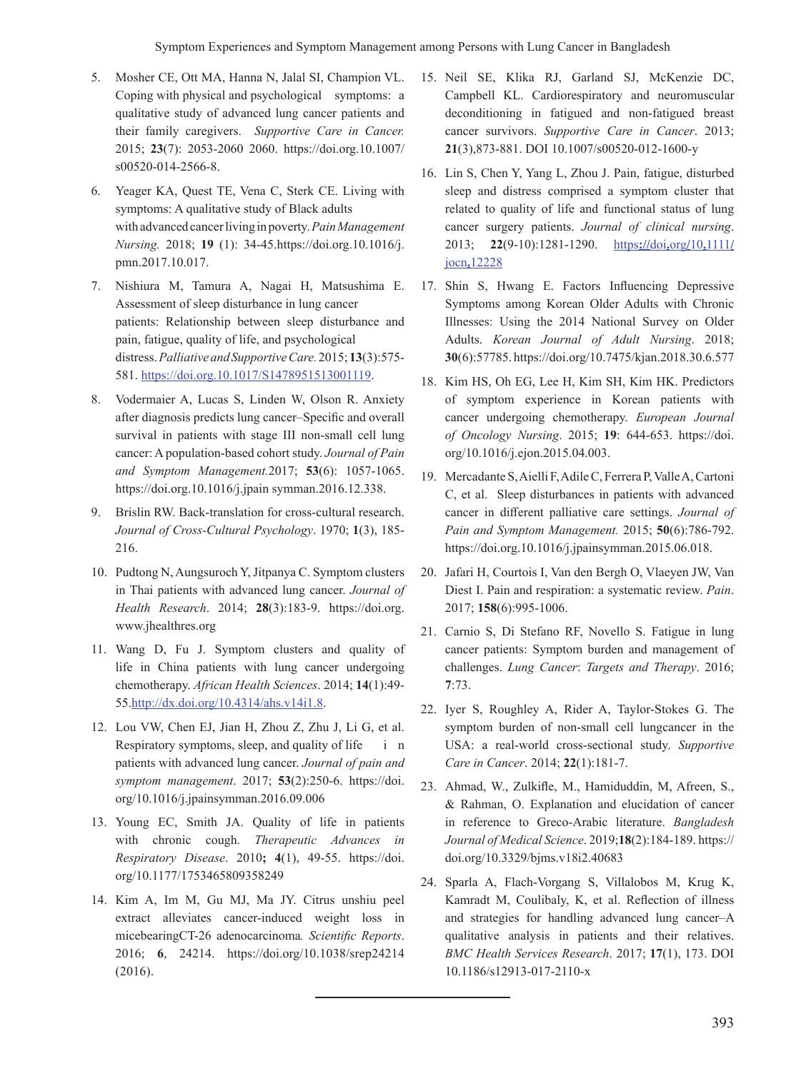5. Mosher CE, Ott MA, Hanna N, Jalal SI, Champion VL. Coping with physical and psychological symptoms: a qualitative study of advanced lung cancer patients and their family caregivers. *Supportive Care in Cancer.* 2015; **23**(7): 2053-2060 2060. https://doi.org.10.1007/s00520-014-2566-8.

6. Yeager KA, Quest TE, Vena C, Sterk CE. Living with symptoms: A qualitative study of Black adults with advanced cancer living in poverty. *Pain Management Nursing.* 2018; **19** (1): 34-45.https://doi.org.10.1016/j.pmn.2017.10.017.

7. Nishiura M, Tamura A, Nagai H, Matsushima E. Assessment of sleep disturbance in lung cancer patients: Relationship between sleep disturbance and pain, fatigue, quality of life, and psychological distress. *Palliative and Supportive Care.* 2015; **13**(3):575-581. https://doi.org.10.1017/S1478951513001119.

8. Vodermaier A, Lucas S, Linden W, Olson R. Anxiety after diagnosis predicts lung cancer–Specific and overall survival in patients with stage III non-small cell lung cancer: A population-based cohort study. *Journal of Pain and Symptom Management.*2017; **53**(6): 1057-1065. https://doi.org.10.1016/j.jpain symman.2016.12.338.

9. Brislin RW. Back-translation for cross-cultural research. *Journal of Cross-Cultural Psychology*. 1970; **1**(3), 185-216.

10. Pudtong N, Aungsuroch Y, Jitpanya C. Symptom clusters in Thai patients with advanced lung cancer. *Journal of Health Research*. 2014; **28**(3):183-9. https://doi.org.www.jhealthres.org

11. Wang D, Fu J. Symptom clusters and quality of life in China patients with lung cancer undergoing chemotherapy. *African Health Sciences*. 2014; **14**(1):49-55.http://dx.doi.org/10.4314/ahs.v14i1.8.

12. Lou VW, Chen EJ, Jian H, Zhou Z, Zhu J, Li G, et al. Respiratory symptoms, sleep, and quality of life i n patients with advanced lung cancer. *Journal of pain and symptom management*. 2017; **53**(2):250-6. https://doi.org/10.1016/j.jpainsymman.2016.09.006

13. Young EC, Smith JA. Quality of life in patients with chronic cough. *Therapeutic Advances in Respiratory Disease*. 2010**;** **4**(1), 49-55. https://doi.org/10.1177/1753465809358249

14. Kim A, Im M, Gu MJ, Ma JY. Citrus unshiu peel extract alleviates cancer-induced weight loss in micebearingCT-26 adenocarcinoma*. Scientific Reports*. 2016; **6**, 24214. https://doi.org/10.1038/srep24214 (2016).

15. Neil SE, Klika RJ, Garland SJ, McKenzie DC, Campbell KL. Cardiorespiratory and neuromuscular deconditioning in fatigued and non-fatigued breast cancer survivors. *Supportive Care in Cancer*. 2013; **21**(3),873-881. DOI 10.1007/s00520-012-1600-y

16. Lin S, Chen Y, Yang L, Zhou J. Pain, fatigue, disturbed sleep and distress comprised a symptom cluster that related to quality of life and functional status of lung cancer surgery patients. *Journal of clinical nursing*. 2013; **22**(9-10):1281-1290. https://doi.org/10.1111/jocn.12228

17. Shin S, Hwang E. Factors Influencing Depressive Symptoms among Korean Older Adults with Chronic Illnesses: Using the 2014 National Survey on Older Adults. *Korean Journal of Adult Nursing*. 2018; **30**(6):57785. https://doi.org/10.7475/kjan.2018.30.6.577

18. Kim HS, Oh EG, Lee H, Kim SH, Kim HK. Predictors of symptom experience in Korean patients with cancer undergoing chemotherapy. *European Journal of Oncology Nursing*. 2015; **19**: 644-653. https://doi.org/10.1016/j.ejon.2015.04.003.

19. Mercadante S, Aielli F, Adile C, Ferrera P, Valle A, Cartoni C, et al. Sleep disturbances in patients with advanced cancer in different palliative care settings. *Journal of Pain and Symptom Management.* 2015; **50**(6):786-792. https://doi.org/10.1016/j.jpainsymman.2015.06.018.

20. Jafari H, Courtois I, Van den Bergh O, Vlaeyen JW, Van Diest I. Pain and respiration: a systematic review. *Pain*. 2017; **158**(6):995-1006.

21. Carnio S, Di Stefano RF, Novello S. Fatigue in lung cancer patients: Symptom burden and management of challenges. *Lung Cancer*: *Targets and Therapy*. 2016; **7**:73.

22. Iyer S, Roughley A, Rider A, Taylor-Stokes G. The symptom burden of non-small cell lungcancer in the USA: a real-world cross-sectional study. *Supportive Care in Cancer*. 2014; **22**(1):181-7.

23. Ahmad, W., Zulkifle, M., Hamiduddin, M, Afreen, S., & Rahman, O. Explanation and elucidation of cancer in reference to Greco-Arabic literature. *Bangladesh Journal of Medical Science*. 2019;**18**(2):184-189. https://doi.org/10.3329/bjms.v18i2.40683

24. Sparla A, Flach-Vorgang S, Villalobos M, Krug K, Kamradt M, Coulibaly, K, et al. Reflection of illness and strategies for handling advanced lung cancer–A qualitative analysis in patients and their relatives. *BMC Health Services Research*. 2017; **17**(1), 173. DOI 10.1186/s12913-017-2110-x